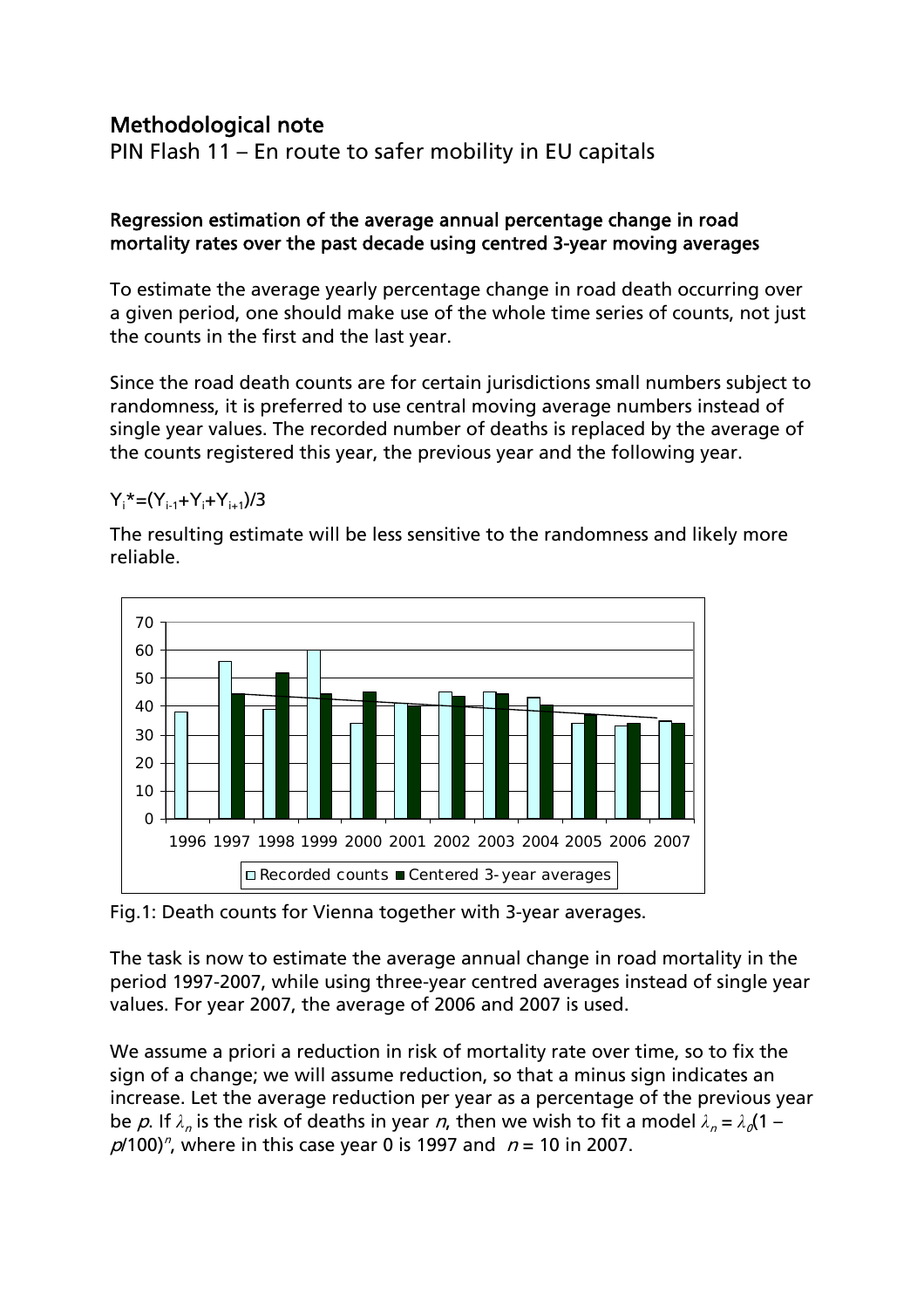# Methodological note

PIN Flash 11 – En route to safer mobility in EU capitals

## Regression estimation of the average annual percentage change in road mortality rates over the past decade using centred 3-year moving averages

To estimate the average yearly percentage change in road death occurring over a given period, one should make use of the whole time series of counts, not just the counts in the first and the last year.

Since the road death counts are for certain jurisdictions small numbers subject to randomness, it is preferred to use central moving average numbers instead of single year values. The recorded number of deaths is replaced by the average of the counts registered this year, the previous year and the following year.

$Y_i^*=(Y_{i-1}+Y_i+Y_{i+1})/3$

The resulting estimate will be less sensitive to the randomness and likely more reliable.

Fig.1: Death counts for Vienna together with 3-year averages.

The task is now to estimate the average annual change in road mortality in the period 1997-2007, while using three-year centred averages instead of single year values. For year 2007, the average of 2006 and 2007 is used.

We assume a priori a reduction in risk of mortality rate over time, so to fix the sign of a change; we will assume reduction, so that a minus sign indicates an increase. Let the average reduction per year as a percentage of the previous year be $p$. If $\lambda_n$ is the risk of deaths in year $n$, then we wish to fit a model $\lambda_n = \lambda_0(1 - p/100)^n$, where in this case year 0 is 1997 and $n = 10$ in 2007.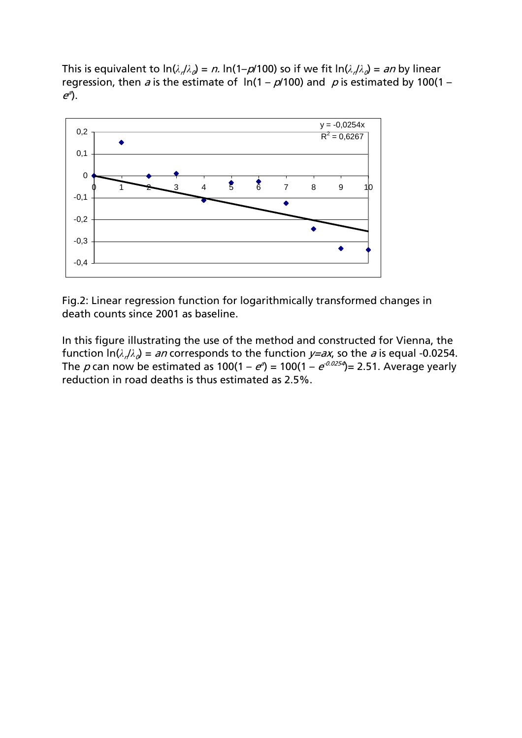This is equivalent to $\ln(\lambda_n/\lambda_0) = n. \ln(1-p/100)$ so if we fit $\ln(\lambda_n/\lambda_0) = an$ by linear regression, then $a$ is the estimate of $\ln(1 - p/100)$ and $p$ is estimated by $100(1 - e^a)$.

y = -0,0254x
$R^2$ = 0,6267

0,2
0,1
0
-0,1
-0,2
-0,3
-0,4

0 1 2 3 4 5 6 7 8 9 10

Fig.2: Linear regression function for logarithmically transformed changes in death counts since 2001 as baseline.

In this figure illustrating the use of the method and constructed for Vienna, the function $\ln(\lambda_n/\lambda_0) = an$ corresponds to the function $y=ax$, so the $a$ is equal -0.0254. The $p$ can now be estimated as $100(1 - e^a) = 100(1 - e^{-0.0254}) = 2.51$. Average yearly reduction in road deaths is thus estimated as 2.5%.